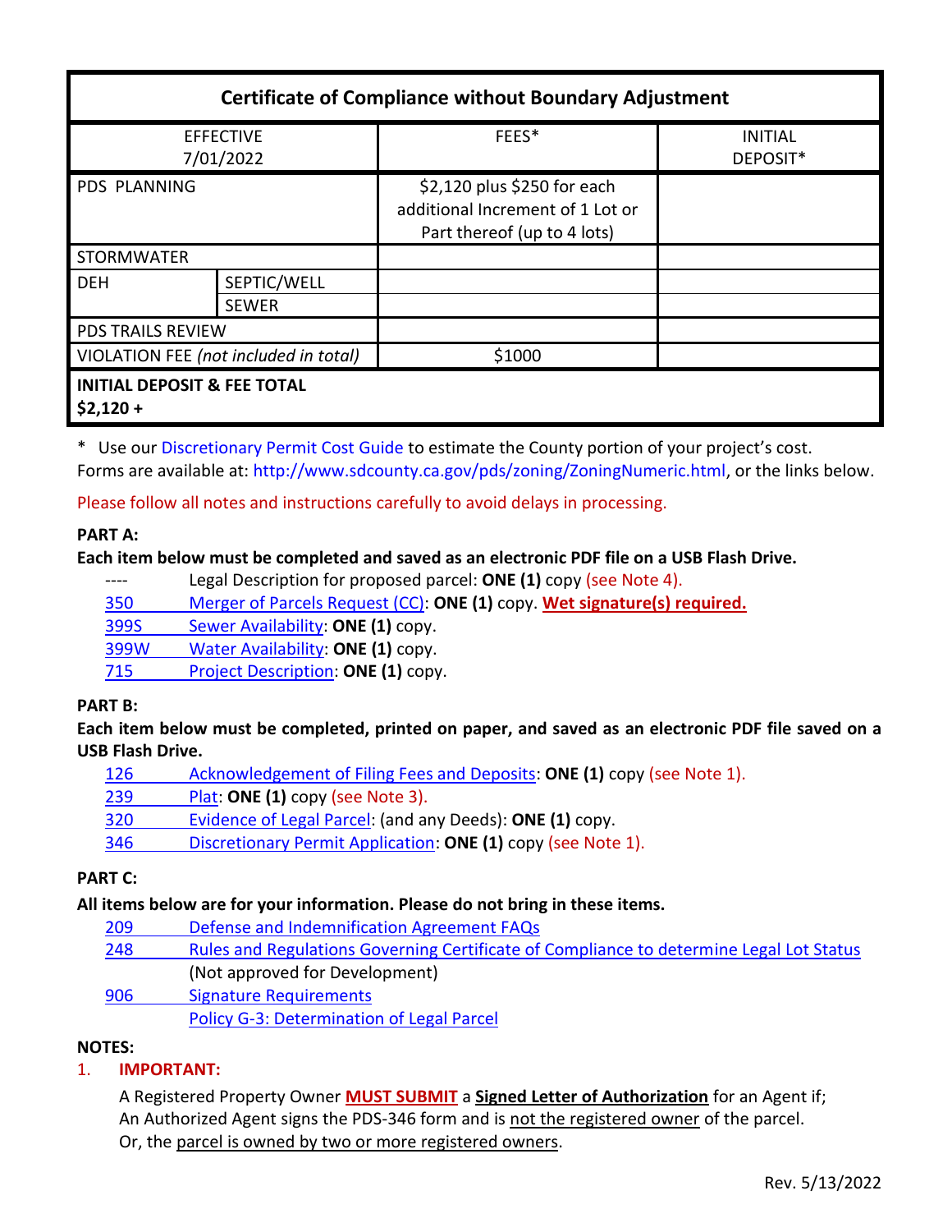| Certificate of Compliance without Boundary Adjustment | | | |
|---|---|---|---|
| EFFECTIVE 7/01/2022 | | FEES* | INITIAL DEPOSIT* |
| PDS PLANNING | | $2,120 plus $250 for each additional Increment of 1 Lot or Part thereof (up to 4 lots) | |
| STORMWATER | | | |
| DEH | SEPTIC/WELL | | |
| | SEWER | | |
| PDS TRAILS REVIEW | | | |
| VIOLATION FEE *(not included in total)* | | $1000 | |
| **INITIAL DEPOSIT & FEE TOTAL $2,120 +** | | | |

\* Use our Discretionary Permit Cost Guide to estimate the County portion of your project's cost.
Forms are available at: http://www.sdcounty.ca.gov/pds/zoning/ZoningNumeric.html, or the links below.

Please follow all notes and instructions carefully to avoid delays in processing.

**PART A:**

**Each item below must be completed and saved as an electronic PDF file on a USB Flash Drive.**

- ---- Legal Description for proposed parcel: **ONE (1)** copy (see Note 4).
- 350 Merger of Parcels Request (CC): **ONE (1)** copy. **Wet signature(s) required.**
- 399S Sewer Availability: **ONE (1)** copy.
- 399W Water Availability: **ONE (1)** copy.
- 715 Project Description: **ONE (1)** copy.

**PART B:**

**Each item below must be completed, printed on paper, and saved as an electronic PDF file saved on a USB Flash Drive.**

- 126 Acknowledgement of Filing Fees and Deposits: **ONE (1)** copy (see Note 1).
- 239 Plat: **ONE (1)** copy (see Note 3).
- 320 Evidence of Legal Parcel: (and any Deeds): **ONE (1)** copy.
- 346 Discretionary Permit Application: **ONE (1)** copy (see Note 1).

**PART C:**

**All items below are for your information. Please do not bring in these items.**

- 209 Defense and Indemnification Agreement FAQs
- 248 Rules and Regulations Governing Certificate of Compliance to determine Legal Lot Status (Not approved for Development)
- 906 Signature Requirements
- Policy G-3: Determination of Legal Parcel

**NOTES:**

1. **IMPORTANT:**

   A Registered Property Owner **MUST SUBMIT** a **Signed Letter of Authorization** for an Agent if;
   An Authorized Agent signs the PDS-346 form and is not the registered owner of the parcel.
   Or, the parcel is owned by two or more registered owners.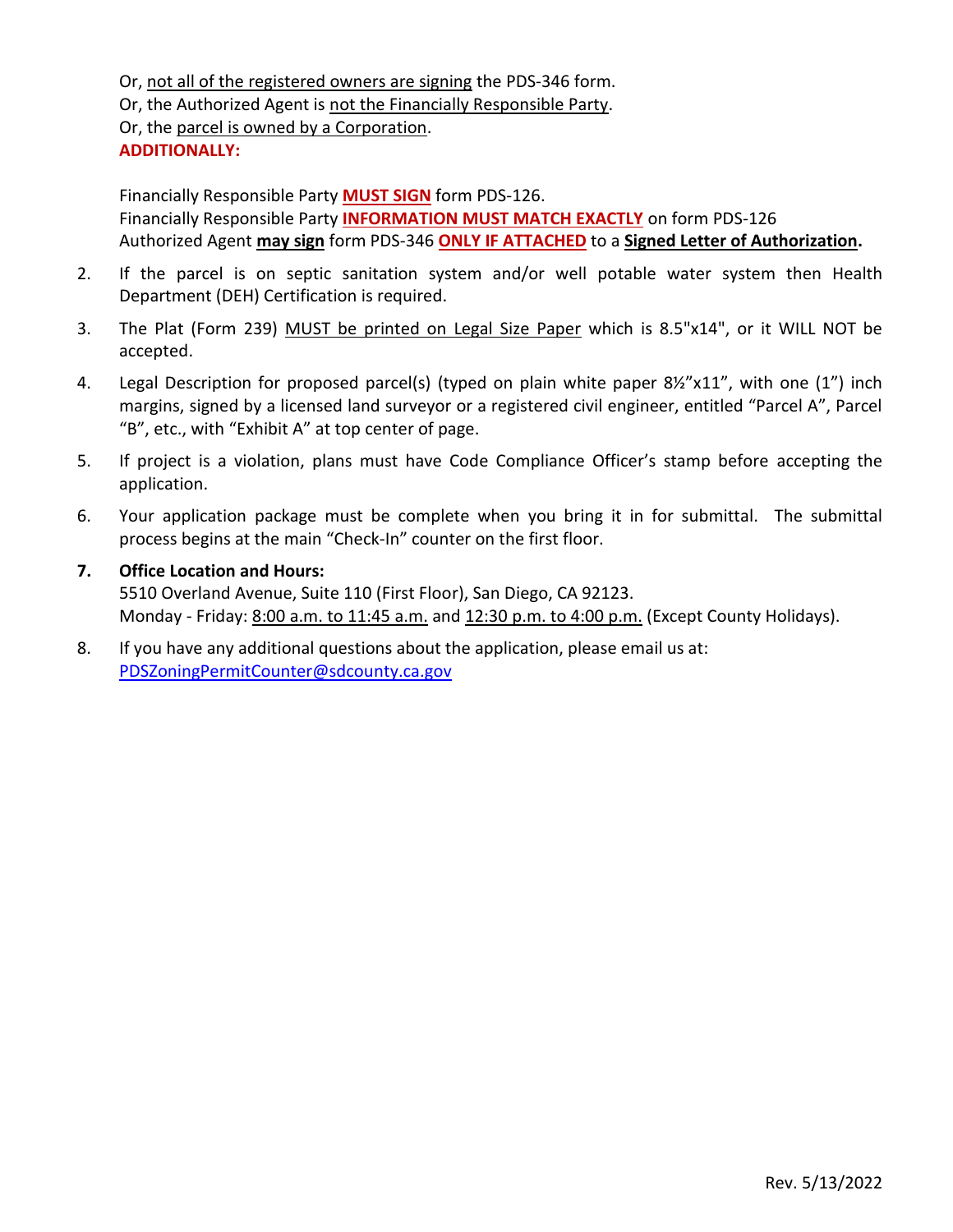Or, not all of the registered owners are signing the PDS-346 form.
Or, the Authorized Agent is not the Financially Responsible Party.
Or, the parcel is owned by a Corporation.
**ADDITIONALLY:**

Financially Responsible Party **MUST SIGN** form PDS-126.
Financially Responsible Party **INFORMATION MUST MATCH EXACTLY** on form PDS-126
Authorized Agent **may sign** form PDS-346 **ONLY IF ATTACHED** to a **Signed Letter of Authorization.**

2. If the parcel is on septic sanitation system and/or well potable water system then Health Department (DEH) Certification is required.
3. The Plat (Form 239) MUST be printed on Legal Size Paper which is 8.5"x14", or it WILL NOT be accepted.
4. Legal Description for proposed parcel(s) (typed on plain white paper 8½"x11", with one (1") inch margins, signed by a licensed land surveyor or a registered civil engineer, entitled "Parcel A", Parcel "B", etc., with "Exhibit A" at top center of page.
5. If project is a violation, plans must have Code Compliance Officer's stamp before accepting the application.
6. Your application package must be complete when you bring it in for submittal. The submittal process begins at the main "Check-In" counter on the first floor.
7. **Office Location and Hours:**
   5510 Overland Avenue, Suite 110 (First Floor), San Diego, CA 92123.
   Monday - Friday: 8:00 a.m. to 11:45 a.m. and 12:30 p.m. to 4:00 p.m. (Except County Holidays).
8. If you have any additional questions about the application, please email us at:
   PDSZoningPermitCounter@sdcounty.ca.gov

Rev. 5/13/2022